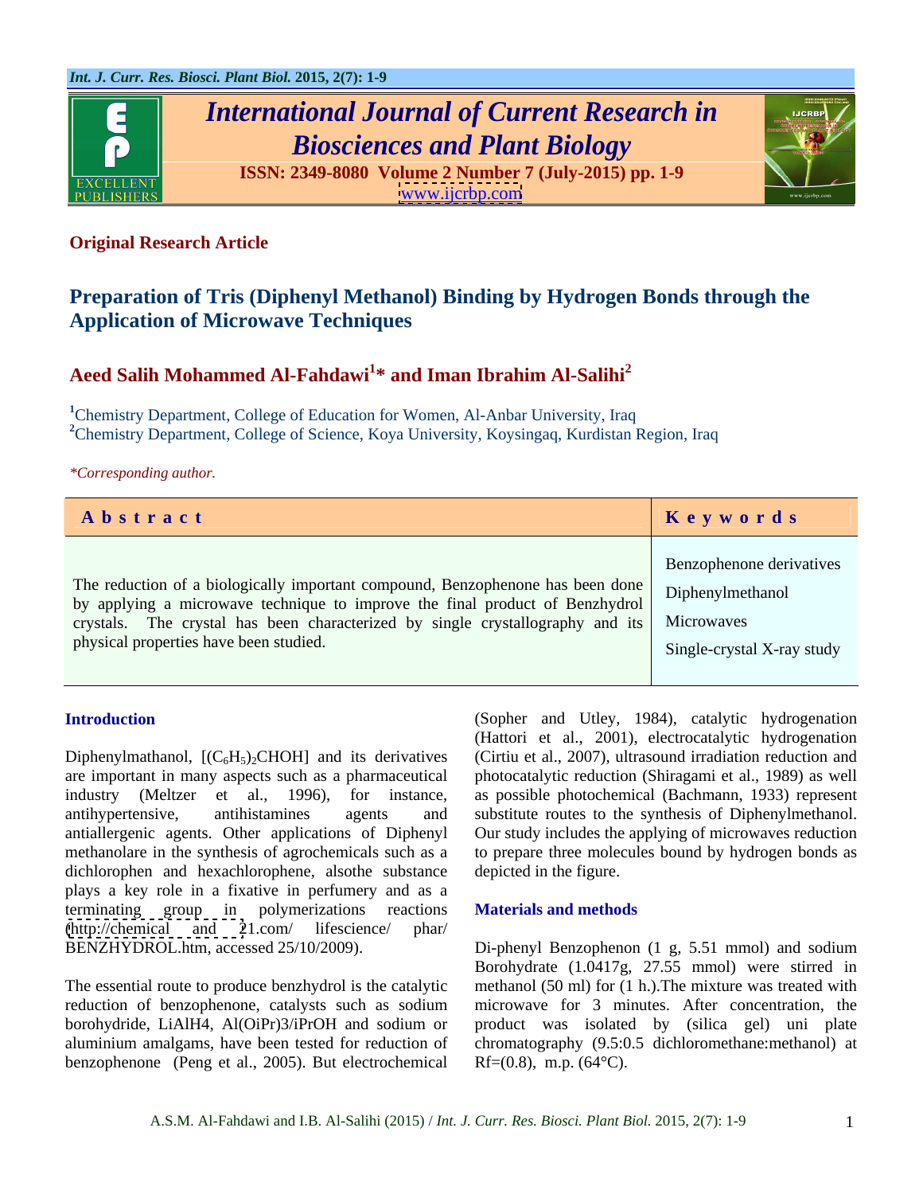**Original Research Article**

# Preparation of Tris (Diphenyl Methanol) Binding by Hydrogen Bonds through the Application of Microwave Techniques

**Aeed Salih Mohammed Al-Fahdawi[1]* and Iman Ibrahim Al-Salihi[2]**

[1]Chemistry Department, College of Education for Women, Al-Anbar University, Iraq
[2]Chemistry Department, College of Science, Koya University, Koysingaq, Kurdistan Region, Iraq

*Corresponding author.

| Abstract | Keywords |
|---|---|
| The reduction of a biologically important compound, Benzophenone has been done by applying a microwave technique to improve the final product of Benzhydrol crystals. The crystal has been characterized by single crystallography and its physical properties have been studied. | Benzophenone derivatives<br>Diphenylmethanol<br>Microwaves<br>Single-crystal X-ray study |

## Introduction

Diphenylmathanol, $[(C_6H_5)_2CHOH]$ and its derivatives are important in many aspects such as a pharmaceutical industry (Meltzer et al., 1996), for instance, antihypertensive, antihistamines agents and antiallergenic agents. Other applications of Diphenyl methanolare in the synthesis of agrochemicals such as a dichlorophen and hexachlorophene, alsothe substance plays a key role in a fixative in perfumery and as a terminating group in polymerizations reactions (http://chemical and 21.com/ lifescience/ phar/ BENZHYDROL.htm, accessed 25/10/2009).

The essential route to produce benzhydrol is the catalytic reduction of benzophenone, catalysts such as sodium borohydride, LiAlH4, Al(OiPr)3/iPrOH and sodium or aluminium amalgams, have been tested for reduction of benzophenone (Peng et al., 2005). But electrochemical (Sopher and Utley, 1984), catalytic hydrogenation (Hattori et al., 2001), electrocatalytic hydrogenation (Cirtiu et al., 2007), ultrasound irradiation reduction and photocatalytic reduction (Shiragami et al., 1989) as well as possible photochemical (Bachmann, 1933) represent substitute routes to the synthesis of Diphenylmethanol. Our study includes the applying of microwaves reduction to prepare three molecules bound by hydrogen bonds as depicted in the figure.

## Materials and methods

Di-phenyl Benzophenon (1 g, 5.51 mmol) and sodium Borohydrate (1.0417g, 27.55 mmol) were stirred in methanol (50 ml) for (1 h.).The mixture was treated with microwave for 3 minutes. After concentration, the product was isolated by (silica gel) uni plate chromatography (9.5:0.5 dichloromethane:methanol) at Rf=(0.8), m.p. (64°C).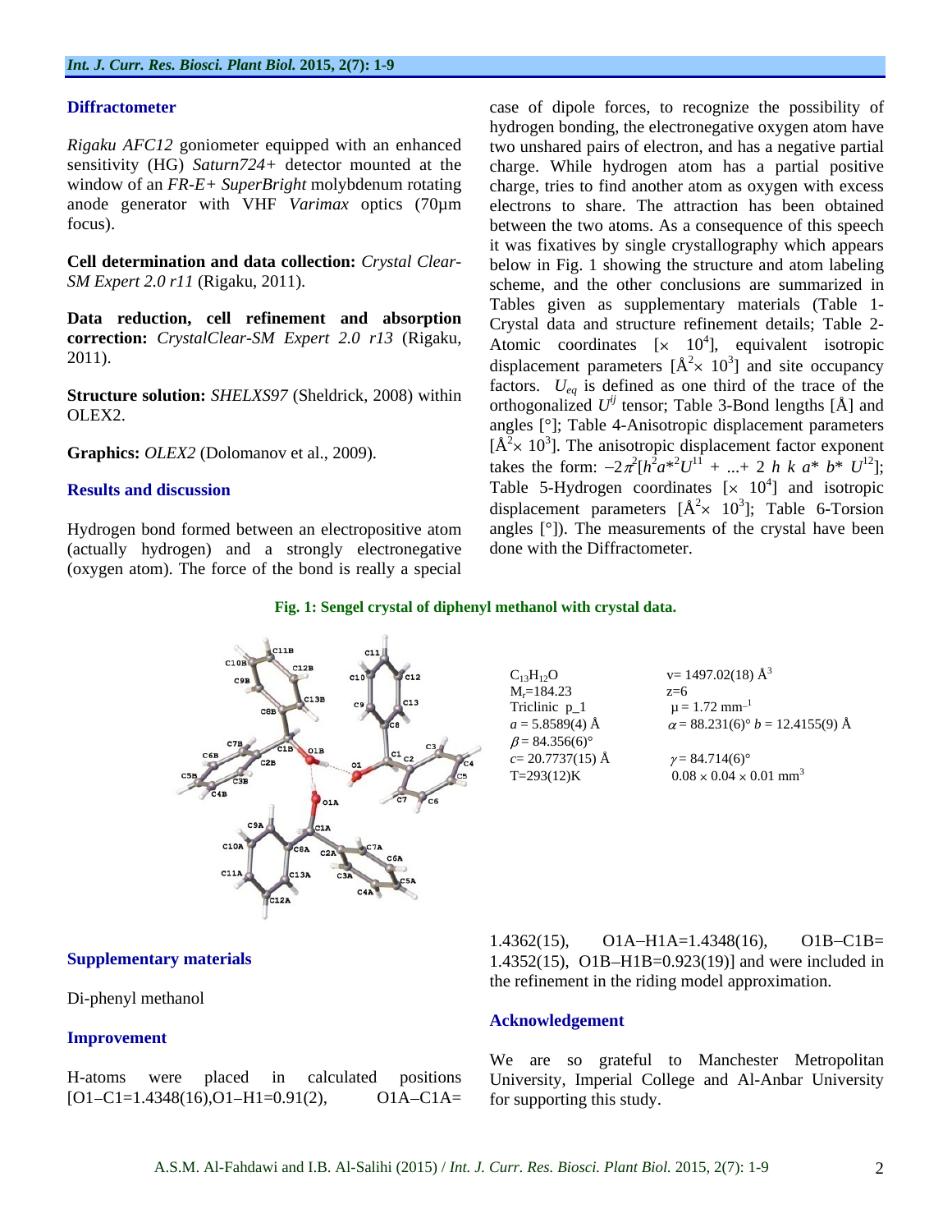### Diffractometer

*Rigaku AFC12* goniometer equipped with an enhanced sensitivity (HG) *Saturn724+* detector mounted at the window of an *FR-E+ SuperBright* molybdenum rotating anode generator with VHF *Varimax* optics (70µm focus).

**Cell determination and data collection:** *Crystal Clear-SM Expert 2.0 r11* (Rigaku, 2011).

**Data reduction, cell refinement and absorption correction:** *CrystalClear-SM Expert 2.0 r13* (Rigaku, 2011).

**Structure solution:** *SHELXS97* (Sheldrick, 2008) within OLEX2.

**Graphics:** *OLEX2* (Dolomanov et al., 2009).

### Results and discussion

Hydrogen bond formed between an electropositive atom (actually hydrogen) and a strongly electronegative (oxygen atom). The force of the bond is really a special case of dipole forces, to recognize the possibility of hydrogen bonding, the electronegative oxygen atom have two unshared pairs of electron, and has a negative partial charge. While hydrogen atom has a partial positive charge, tries to find another atom as oxygen with excess electrons to share. The attraction has been obtained between the two atoms. As a consequence of this speech it was fixatives by single crystallography which appears below in Fig. 1 showing the structure and atom labeling scheme, and the other conclusions are summarized in Tables given as supplementary materials (Table 1-Crystal data and structure refinement details; Table 2-Atomic coordinates [$\times$ $10^4$], equivalent isotropic displacement parameters [$Å^2 \times 10^3$] and site occupancy factors. $U_{eq}$ is defined as one third of the trace of the orthogonalized $U^{ij}$ tensor; Table 3-Bond lengths [Å] and angles [°]; Table 4-Anisotropic displacement parameters [$Å^2 \times 10^3$]. The anisotropic displacement factor exponent takes the form: $-2\pi^2[h^2a^{*2}U^{11} + ... + 2\ h\ k\ a^*\ b^*\ U^{12}]$; Table 5-Hydrogen coordinates [$\times$ $10^4$] and isotropic displacement parameters [$Å^2 \times 10^3$]; Table 6-Torsion angles [°]). The measurements of the crystal have been done with the Diffractometer.

**Fig. 1: Sengel crystal of diphenyl methanol with crystal data.**

| | |
|---|---|
| $C_{13}H_{12}O$ | v= 1497.02(18) $Å^3$ |
| $M_r$=184.23 | z=6 |
| Triclinic p_1 | $\mu$ = 1.72 $mm^{-1}$ |
| $a$ = 5.8589(4) Å | $\alpha$ = 88.231(6)° $b$ = 12.4155(9) Å |
| $\beta$ = 84.356(6)° | |
| $c$= 20.7737(15) Å | $\gamma$ = 84.714(6)° |
| T=293(12)K | 0.08 × 0.04 × 0.01 $mm^3$ |

### Supplementary materials

Di-phenyl methanol

### Improvement

H-atoms were placed in calculated positions [O1–C1=1.4348(16),O1–H1=0.91(2), O1A–C1A= 1.4362(15), O1A–H1A=1.4348(16), O1B–C1B= 1.4352(15), O1B–H1B=0.923(19)] and were included in the refinement in the riding model approximation.

### Acknowledgement

We are so grateful to Manchester Metropolitan University, Imperial College and Al-Anbar University for supporting this study.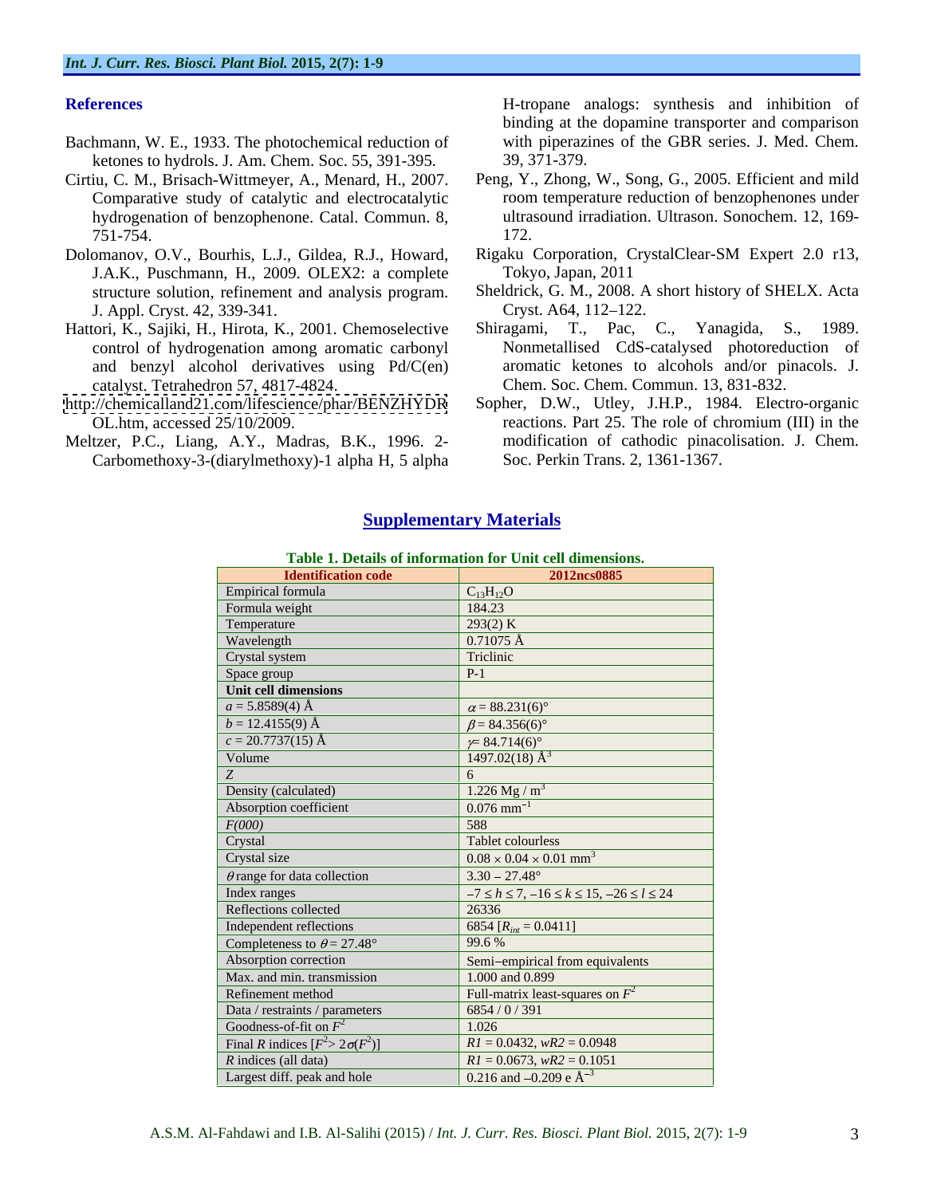## References

Bachmann, W. E., 1933. The photochemical reduction of ketones to hydrols. J. Am. Chem. Soc. 55, 391-395.

Cirtiu, C. M., Brisach-Wittmeyer, A., Menard, H., 2007. Comparative study of catalytic and electrocatalytic hydrogenation of benzophenone. Catal. Commun. 8, 751-754.

Dolomanov, O.V., Bourhis, L.J., Gildea, R.J., Howard, J.A.K., Puschmann, H., 2009. OLEX2: a complete structure solution, refinement and analysis program. J. Appl. Cryst. 42, 339-341.

Hattori, K., Sajiki, H., Hirota, K., 2001. Chemoselective control of hydrogenation among aromatic carbonyl and benzyl alcohol derivatives using Pd/C(en) catalyst. Tetrahedron 57, 4817-4824.

http://chemicalland21.com/lifescience/phar/BENZHYDROL.htm, accessed 25/10/2009.

Meltzer, P.C., Liang, A.Y., Madras, B.K., 1996. 2-Carbomethoxy-3-(diarylmethoxy)-1 alpha H, 5 alpha H-tropane analogs: synthesis and inhibition of binding at the dopamine transporter and comparison with piperazines of the GBR series. J. Med. Chem. 39, 371-379.

Peng, Y., Zhong, W., Song, G., 2005. Efficient and mild room temperature reduction of benzophenones under ultrasound irradiation. Ultrason. Sonochem. 12, 169-172.

Rigaku Corporation, CrystalClear-SM Expert 2.0 r13, Tokyo, Japan, 2011

Sheldrick, G. M., 2008. A short history of SHELX. Acta Cryst. A64, 112–122.

Shiragami, T., Pac, C., Yanagida, S., 1989. Nonmetallised CdS-catalysed photoreduction of aromatic ketones to alcohols and/or pinacols. J. Chem. Soc. Chem. Commun. 13, 831-832.

Sopher, D.W., Utley, J.H.P., 1984. Electro-organic reactions. Part 25. The role of chromium (III) in the modification of cathodic pinacolisation. J. Chem. Soc. Perkin Trans. 2, 1361-1367.

## Supplementary Materials

**Table 1. Details of information for Unit cell dimensions.**

| Identification code | 2012ncs0885 |
|---|---|
| Empirical formula | $C_{13}H_{12}O$ |
| Formula weight | 184.23 |
| Temperature | 293(2) K |
| Wavelength | 0.71075 Å |
| Crystal system | Triclinic |
| Space group | P-1 |
| **Unit cell dimensions** | |
| $a$ = 5.8589(4) Å | $\alpha$ = 88.231(6)° |
| $b$ = 12.4155(9) Å | $\beta$ = 84.356(6)° |
| $c$ = 20.7737(15) Å | $\gamma$ = 84.714(6)° |
| Volume | 1497.02(18) $Å^3$ |
| $Z$ | 6 |
| Density (calculated) | 1.226 Mg / $m^3$ |
| Absorption coefficient | 0.076 $mm^{-1}$ |
| *F(000)* | 588 |
| Crystal | Tablet colourless |
| Crystal size | 0.08 × 0.04 × 0.01 $mm^3$ |
| $\theta$ range for data collection | 3.30 – 27.48° |
| Index ranges | $-7 \le h \le 7$, $-16 \le k \le 15$, $-26 \le l \le 24$ |
| Reflections collected | 26336 |
| Independent reflections | 6854 [$R_{int}$ = 0.0411] |
| Completeness to $\theta$ = 27.48° | 99.6 % |
| Absorption correction | Semi−empirical from equivalents |
| Max. and min. transmission | 1.000 and 0.899 |
| Refinement method | Full-matrix least-squares on $F^2$ |
| Data / restraints / parameters | 6854 / 0 / 391 |
| Goodness-of-fit on $F^2$ | 1.026 |
| Final $R$ indices [$F^2 > 2\sigma(F^2)$] | $R1$ = 0.0432, $wR2$ = 0.0948 |
| $R$ indices (all data) | $R1$ = 0.0673, $wR2$ = 0.1051 |
| Largest diff. peak and hole | 0.216 and –0.209 e $Å^{-3}$ |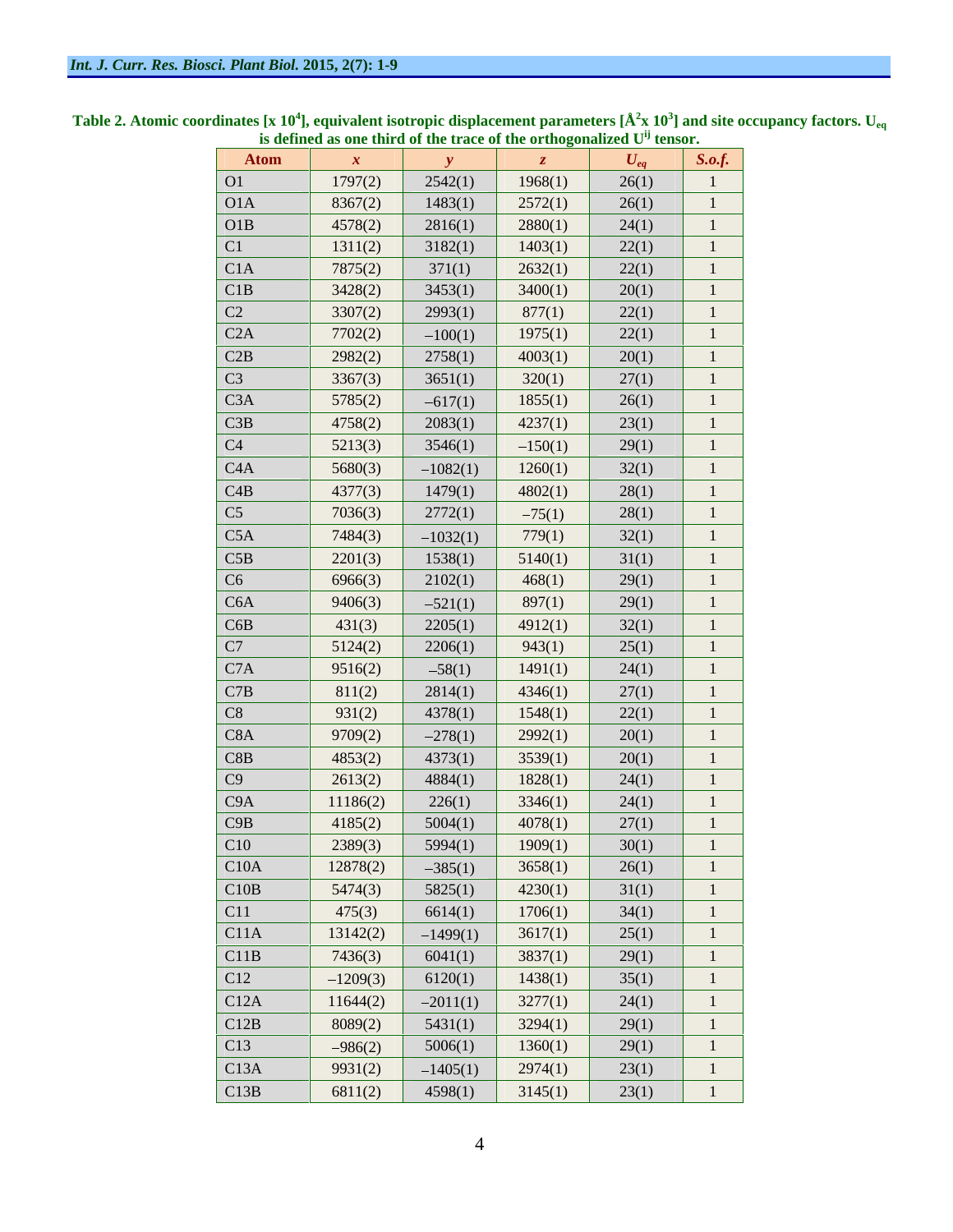**Table 2. Atomic coordinates [x $10^4$], equivalent isotropic displacement parameters [$Å^2$x $10^3$] and site occupancy factors. $U_{eq}$ is defined as one third of the trace of the orthogonalized $U^{ij}$ tensor.**

| Atom | *x* | *y* | *z* | $U_{eq}$ | *S.o.f.* |
|---|---|---|---|---|---|
| O1 | 1797(2) | 2542(1) | 1968(1) | 26(1) | 1 |
| O1A | 8367(2) | 1483(1) | 2572(1) | 26(1) | 1 |
| O1B | 4578(2) | 2816(1) | 2880(1) | 24(1) | 1 |
| C1 | 1311(2) | 3182(1) | 1403(1) | 22(1) | 1 |
| C1A | 7875(2) | 371(1) | 2632(1) | 22(1) | 1 |
| C1B | 3428(2) | 3453(1) | 3400(1) | 20(1) | 1 |
| C2 | 3307(2) | 2993(1) | 877(1) | 22(1) | 1 |
| C2A | 7702(2) | −100(1) | 1975(1) | 22(1) | 1 |
| C2B | 2982(2) | 2758(1) | 4003(1) | 20(1) | 1 |
| C3 | 3367(3) | 3651(1) | 320(1) | 27(1) | 1 |
| C3A | 5785(2) | −617(1) | 1855(1) | 26(1) | 1 |
| C3B | 4758(2) | 2083(1) | 4237(1) | 23(1) | 1 |
| C4 | 5213(3) | 3546(1) | −150(1) | 29(1) | 1 |
| C4A | 5680(3) | −1082(1) | 1260(1) | 32(1) | 1 |
| C4B | 4377(3) | 1479(1) | 4802(1) | 28(1) | 1 |
| C5 | 7036(3) | 2772(1) | −75(1) | 28(1) | 1 |
| C5A | 7484(3) | −1032(1) | 779(1) | 32(1) | 1 |
| C5B | 2201(3) | 1538(1) | 5140(1) | 31(1) | 1 |
| C6 | 6966(3) | 2102(1) | 468(1) | 29(1) | 1 |
| C6A | 9406(3) | −521(1) | 897(1) | 29(1) | 1 |
| C6B | 431(3) | 2205(1) | 4912(1) | 32(1) | 1 |
| C7 | 5124(2) | 2206(1) | 943(1) | 25(1) | 1 |
| C7A | 9516(2) | −58(1) | 1491(1) | 24(1) | 1 |
| C7B | 811(2) | 2814(1) | 4346(1) | 27(1) | 1 |
| C8 | 931(2) | 4378(1) | 1548(1) | 22(1) | 1 |
| C8A | 9709(2) | −278(1) | 2992(1) | 20(1) | 1 |
| C8B | 4853(2) | 4373(1) | 3539(1) | 20(1) | 1 |
| C9 | 2613(2) | 4884(1) | 1828(1) | 24(1) | 1 |
| C9A | 11186(2) | 226(1) | 3346(1) | 24(1) | 1 |
| C9B | 4185(2) | 5004(1) | 4078(1) | 27(1) | 1 |
| C10 | 2389(3) | 5994(1) | 1909(1) | 30(1) | 1 |
| C10A | 12878(2) | −385(1) | 3658(1) | 26(1) | 1 |
| C10B | 5474(3) | 5825(1) | 4230(1) | 31(1) | 1 |
| C11 | 475(3) | 6614(1) | 1706(1) | 34(1) | 1 |
| C11A | 13142(2) | −1499(1) | 3617(1) | 25(1) | 1 |
| C11B | 7436(3) | 6041(1) | 3837(1) | 29(1) | 1 |
| C12 | −1209(3) | 6120(1) | 1438(1) | 35(1) | 1 |
| C12A | 11644(2) | −2011(1) | 3277(1) | 24(1) | 1 |
| C12B | 8089(2) | 5431(1) | 3294(1) | 29(1) | 1 |
| C13 | −986(2) | 5006(1) | 1360(1) | 29(1) | 1 |
| C13A | 9931(2) | −1405(1) | 2974(1) | 23(1) | 1 |
| C13B | 6811(2) | 4598(1) | 3145(1) | 23(1) | 1 |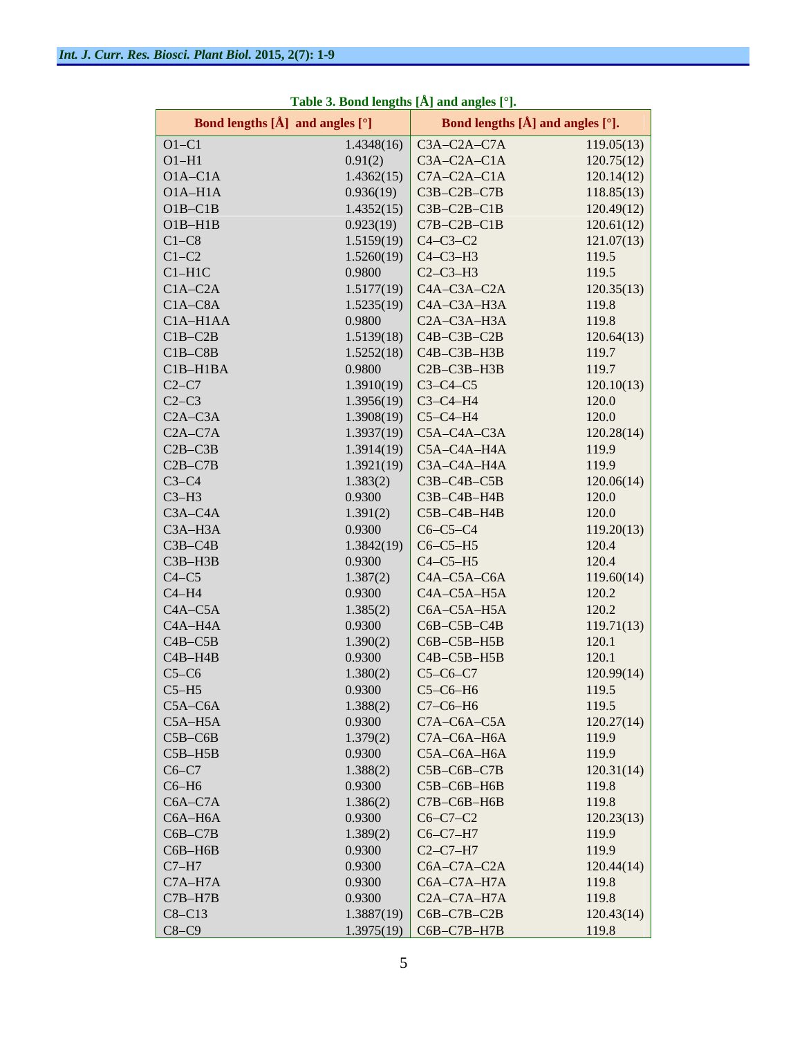**Table 3. Bond lengths [Å] and angles [°].**

| Bond lengths [Å] and angles [°] | | Bond lengths [Å] and angles [°]. | |
|---|---|---|---|
| O1–C1 | 1.4348(16) | C3A–C2A–C7A | 119.05(13) |
| O1–H1 | 0.91(2) | C3A–C2A–C1A | 120.75(12) |
| O1A–C1A | 1.4362(15) | C7A–C2A–C1A | 120.14(12) |
| O1A–H1A | 0.936(19) | C3B–C2B–C7B | 118.85(13) |
| O1B–C1B | 1.4352(15) | C3B–C2B–C1B | 120.49(12) |
| O1B–H1B | 0.923(19) | C7B–C2B–C1B | 120.61(12) |
| C1–C8 | 1.5159(19) | C4–C3–C2 | 121.07(13) |
| C1–C2 | 1.5260(19) | C4–C3–H3 | 119.5 |
| C1–H1C | 0.9800 | C2–C3–H3 | 119.5 |
| C1A–C2A | 1.5177(19) | C4A–C3A–C2A | 120.35(13) |
| C1A–C8A | 1.5235(19) | C4A–C3A–H3A | 119.8 |
| C1A–H1AA | 0.9800 | C2A–C3A–H3A | 119.8 |
| C1B–C2B | 1.5139(18) | C4B–C3B–C2B | 120.64(13) |
| C1B–C8B | 1.5252(18) | C4B–C3B–H3B | 119.7 |
| C1B–H1BA | 0.9800 | C2B–C3B–H3B | 119.7 |
| C2–C7 | 1.3910(19) | C3–C4–C5 | 120.10(13) |
| C2–C3 | 1.3956(19) | C3–C4–H4 | 120.0 |
| C2A–C3A | 1.3908(19) | C5–C4–H4 | 120.0 |
| C2A–C7A | 1.3937(19) | C5A–C4A–C3A | 120.28(14) |
| C2B–C3B | 1.3914(19) | C5A–C4A–H4A | 119.9 |
| C2B–C7B | 1.3921(19) | C3A–C4A–H4A | 119.9 |
| C3–C4 | 1.383(2) | C3B–C4B–C5B | 120.06(14) |
| C3–H3 | 0.9300 | C3B–C4B–H4B | 120.0 |
| C3A–C4A | 1.391(2) | C5B–C4B–H4B | 120.0 |
| C3A–H3A | 0.9300 | C6–C5–C4 | 119.20(13) |
| C3B–C4B | 1.3842(19) | C6–C5–H5 | 120.4 |
| C3B–H3B | 0.9300 | C4–C5–H5 | 120.4 |
| C4–C5 | 1.387(2) | C4A–C5A–C6A | 119.60(14) |
| C4–H4 | 0.9300 | C4A–C5A–H5A | 120.2 |
| C4A–C5A | 1.385(2) | C6A–C5A–H5A | 120.2 |
| C4A–H4A | 0.9300 | C6B–C5B–C4B | 119.71(13) |
| C4B–C5B | 1.390(2) | C6B–C5B–H5B | 120.1 |
| C4B–H4B | 0.9300 | C4B–C5B–H5B | 120.1 |
| C5–C6 | 1.380(2) | C5–C6–C7 | 120.99(14) |
| C5–H5 | 0.9300 | C5–C6–H6 | 119.5 |
| C5A–C6A | 1.388(2) | C7–C6–H6 | 119.5 |
| C5A–H5A | 0.9300 | C7A–C6A–C5A | 120.27(14) |
| C5B–C6B | 1.379(2) | C7A–C6A–H6A | 119.9 |
| C5B–H5B | 0.9300 | C5A–C6A–H6A | 119.9 |
| C6–C7 | 1.388(2) | C5B–C6B–C7B | 120.31(14) |
| C6–H6 | 0.9300 | C5B–C6B–H6B | 119.8 |
| C6A–C7A | 1.386(2) | C7B–C6B–H6B | 119.8 |
| C6A–H6A | 0.9300 | C6–C7–C2 | 120.23(13) |
| C6B–C7B | 1.389(2) | C6–C7–H7 | 119.9 |
| C6B–H6B | 0.9300 | C2–C7–H7 | 119.9 |
| C7–H7 | 0.9300 | C6A–C7A–C2A | 120.44(14) |
| C7A–H7A | 0.9300 | C6A–C7A–H7A | 119.8 |
| C7B–H7B | 0.9300 | C2A–C7A–H7A | 119.8 |
| C8–C13 | 1.3887(19) | C6B–C7B–C2B | 120.43(14) |
| C8–C9 | 1.3975(19) | C6B–C7B–H7B | 119.8 |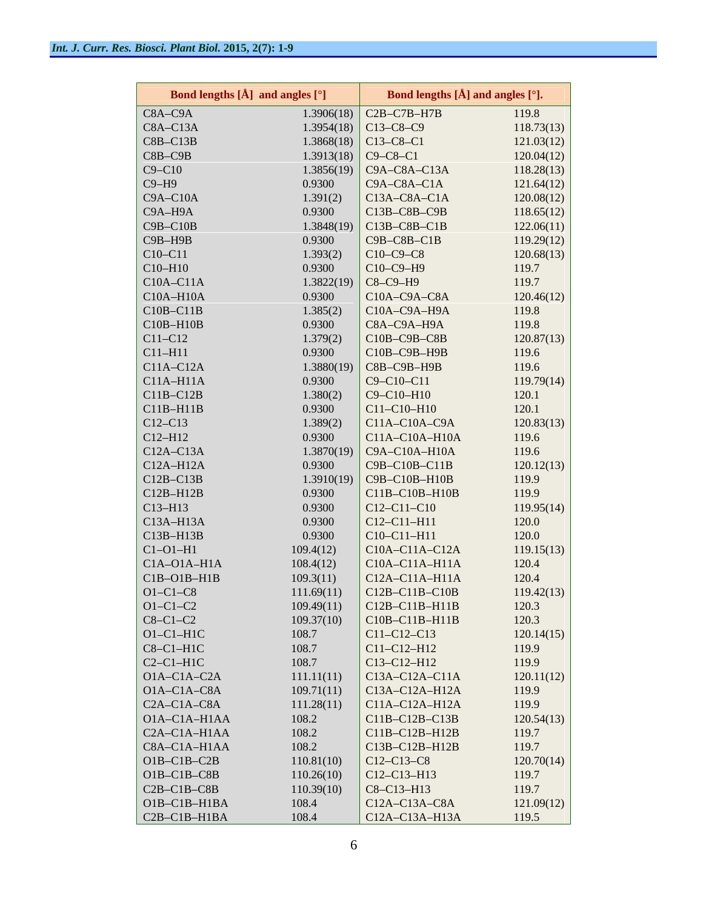| Bond lengths [Å] and angles [°] | | Bond lengths [Å] and angles [°]. | |
|---|---|---|---|
| C8A–C9A | 1.3906(18) | C2B–C7B–H7B | 119.8 |
| C8A–C13A | 1.3954(18) | C13–C8–C9 | 118.73(13) |
| C8B–C13B | 1.3868(18) | C13–C8–C1 | 121.03(12) |
| C8B–C9B | 1.3913(18) | C9–C8–C1 | 120.04(12) |
| C9–C10 | 1.3856(19) | C9A–C8A–C13A | 118.28(13) |
| C9–H9 | 0.9300 | C9A–C8A–C1A | 121.64(12) |
| C9A–C10A | 1.391(2) | C13A–C8A–C1A | 120.08(12) |
| C9A–H9A | 0.9300 | C13B–C8B–C9B | 118.65(12) |
| C9B–C10B | 1.3848(19) | C13B–C8B–C1B | 122.06(11) |
| C9B–H9B | 0.9300 | C9B–C8B–C1B | 119.29(12) |
| C10–C11 | 1.393(2) | C10–C9–C8 | 120.68(13) |
| C10–H10 | 0.9300 | C10–C9–H9 | 119.7 |
| C10A–C11A | 1.3822(19) | C8–C9–H9 | 119.7 |
| C10A–H10A | 0.9300 | C10A–C9A–C8A | 120.46(12) |
| C10B–C11B | 1.385(2) | C10A–C9A–H9A | 119.8 |
| C10B–H10B | 0.9300 | C8A–C9A–H9A | 119.8 |
| C11–C12 | 1.379(2) | C10B–C9B–C8B | 120.87(13) |
| C11–H11 | 0.9300 | C10B–C9B–H9B | 119.6 |
| C11A–C12A | 1.3880(19) | C8B–C9B–H9B | 119.6 |
| C11A–H11A | 0.9300 | C9–C10–C11 | 119.79(14) |
| C11B–C12B | 1.380(2) | C9–C10–H10 | 120.1 |
| C11B–H11B | 0.9300 | C11–C10–H10 | 120.1 |
| C12–C13 | 1.389(2) | C11A–C10A–C9A | 120.83(13) |
| C12–H12 | 0.9300 | C11A–C10A–H10A | 119.6 |
| C12A–C13A | 1.3870(19) | C9A–C10A–H10A | 119.6 |
| C12A–H12A | 0.9300 | C9B–C10B–C11B | 120.12(13) |
| C12B–C13B | 1.3910(19) | C9B–C10B–H10B | 119.9 |
| C12B–H12B | 0.9300 | C11B–C10B–H10B | 119.9 |
| C13–H13 | 0.9300 | C12–C11–C10 | 119.95(14) |
| C13A–H13A | 0.9300 | C12–C11–H11 | 120.0 |
| C13B–H13B | 0.9300 | C10–C11–H11 | 120.0 |
| C1–O1–H1 | 109.4(12) | C10A–C11A–C12A | 119.15(13) |
| C1A–O1A–H1A | 108.4(12) | C10A–C11A–H11A | 120.4 |
| C1B–O1B–H1B | 109.3(11) | C12A–C11A–H11A | 120.4 |
| O1–C1–C8 | 111.69(11) | C12B–C11B–C10B | 119.42(13) |
| O1–C1–C2 | 109.49(11) | C12B–C11B–H11B | 120.3 |
| C8–C1–C2 | 109.37(10) | C10B–C11B–H11B | 120.3 |
| O1–C1–H1C | 108.7 | C11–C12–C13 | 120.14(15) |
| C8–C1–H1C | 108.7 | C11–C12–H12 | 119.9 |
| C2–C1–H1C | 108.7 | C13–C12–H12 | 119.9 |
| O1A–C1A–C2A | 111.11(11) | C13A–C12A–C11A | 120.11(12) |
| O1A–C1A–C8A | 109.71(11) | C13A–C12A–H12A | 119.9 |
| C2A–C1A–C8A | 111.28(11) | C11A–C12A–H12A | 119.9 |
| O1A–C1A–H1AA | 108.2 | C11B–C12B–C13B | 120.54(13) |
| C2A–C1A–H1AA | 108.2 | C11B–C12B–H12B | 119.7 |
| C8A–C1A–H1AA | 108.2 | C13B–C12B–H12B | 119.7 |
| O1B–C1B–C2B | 110.81(10) | C12–C13–C8 | 120.70(14) |
| O1B–C1B–C8B | 110.26(10) | C12–C13–H13 | 119.7 |
| C2B–C1B–C8B | 110.39(10) | C8–C13–H13 | 119.7 |
| O1B–C1B–H1BA | 108.4 | C12A–C13A–C8A | 121.09(12) |
| C2B–C1B–H1BA | 108.4 | C12A–C13A–H13A | 119.5 |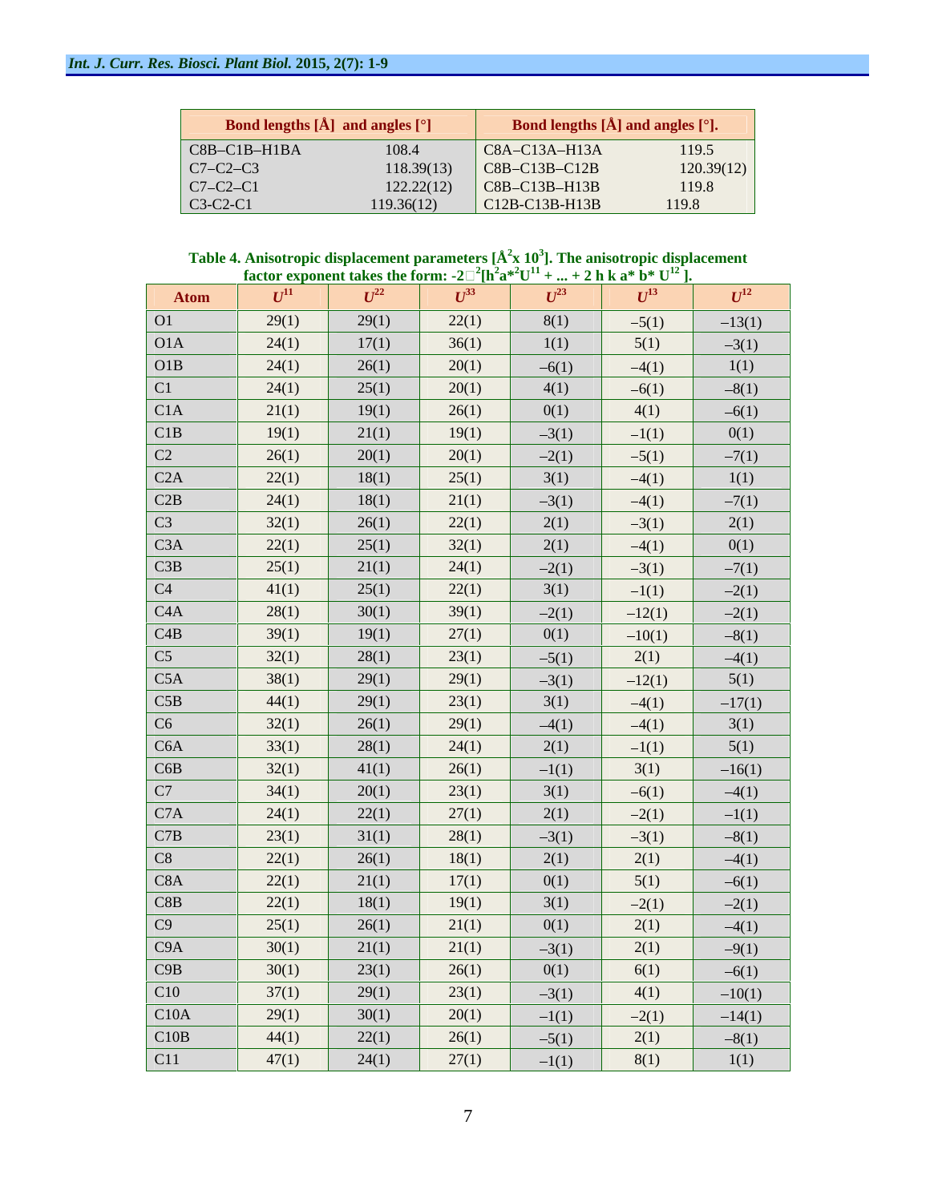| Bond lengths [Å] and angles [°] | | Bond lengths [Å] and angles [°]. | |
|---|---|---|---|
| C8B–C1B–H1BA | 108.4 | C8A–C13A–H13A | 119.5 |
| C7–C2–C3 | 118.39(13) | C8B–C13B–C12B | 120.39(12) |
| C7–C2–C1 | 122.22(12) | C8B–C13B–H13B | 119.8 |
| C3-C2-C1 | 119.36(12) | C12B-C13B-H13B | 119.8 |

**Table 4. Anisotropic displacement parameters [$Å^2$x $10^3$]. The anisotropic displacement factor exponent takes the form: $-2\pi^2[h^2a^{*2}U^{11} + ... + 2 h k a^* b^* U^{12}]$.**

| Atom | $U^{11}$ | $U^{22}$ | $U^{33}$ | $U^{23}$ | $U^{13}$ | $U^{12}$ |
|---|---|---|---|---|---|---|
| O1 | 29(1) | 29(1) | 22(1) | 8(1) | −5(1) | −13(1) |
| O1A | 24(1) | 17(1) | 36(1) | 1(1) | 5(1) | −3(1) |
| O1B | 24(1) | 26(1) | 20(1) | −6(1) | −4(1) | 1(1) |
| C1 | 24(1) | 25(1) | 20(1) | 4(1) | −6(1) | −8(1) |
| C1A | 21(1) | 19(1) | 26(1) | 0(1) | 4(1) | −6(1) |
| C1B | 19(1) | 21(1) | 19(1) | −3(1) | −1(1) | 0(1) |
| C2 | 26(1) | 20(1) | 20(1) | −2(1) | −5(1) | −7(1) |
| C2A | 22(1) | 18(1) | 25(1) | 3(1) | −4(1) | 1(1) |
| C2B | 24(1) | 18(1) | 21(1) | −3(1) | −4(1) | −7(1) |
| C3 | 32(1) | 26(1) | 22(1) | 2(1) | −3(1) | 2(1) |
| C3A | 22(1) | 25(1) | 32(1) | 2(1) | −4(1) | 0(1) |
| C3B | 25(1) | 21(1) | 24(1) | −2(1) | −3(1) | −7(1) |
| C4 | 41(1) | 25(1) | 22(1) | 3(1) | −1(1) | −2(1) |
| C4A | 28(1) | 30(1) | 39(1) | −2(1) | −12(1) | −2(1) |
| C4B | 39(1) | 19(1) | 27(1) | 0(1) | −10(1) | −8(1) |
| C5 | 32(1) | 28(1) | 23(1) | −5(1) | 2(1) | −4(1) |
| C5A | 38(1) | 29(1) | 29(1) | −3(1) | −12(1) | 5(1) |
| C5B | 44(1) | 29(1) | 23(1) | 3(1) | −4(1) | −17(1) |
| C6 | 32(1) | 26(1) | 29(1) | −4(1) | −4(1) | 3(1) |
| C6A | 33(1) | 28(1) | 24(1) | 2(1) | −1(1) | 5(1) |
| C6B | 32(1) | 41(1) | 26(1) | −1(1) | 3(1) | −16(1) |
| C7 | 34(1) | 20(1) | 23(1) | 3(1) | −6(1) | −4(1) |
| C7A | 24(1) | 22(1) | 27(1) | 2(1) | −2(1) | −1(1) |
| C7B | 23(1) | 31(1) | 28(1) | −3(1) | −3(1) | −8(1) |
| C8 | 22(1) | 26(1) | 18(1) | 2(1) | 2(1) | −4(1) |
| C8A | 22(1) | 21(1) | 17(1) | 0(1) | 5(1) | −6(1) |
| C8B | 22(1) | 18(1) | 19(1) | 3(1) | −2(1) | −2(1) |
| C9 | 25(1) | 26(1) | 21(1) | 0(1) | 2(1) | −4(1) |
| C9A | 30(1) | 21(1) | 21(1) | −3(1) | 2(1) | −9(1) |
| C9B | 30(1) | 23(1) | 26(1) | 0(1) | 6(1) | −6(1) |
| C10 | 37(1) | 29(1) | 23(1) | −3(1) | 4(1) | −10(1) |
| C10A | 29(1) | 30(1) | 20(1) | −1(1) | −2(1) | −14(1) |
| C10B | 44(1) | 22(1) | 26(1) | −5(1) | 2(1) | −8(1) |
| C11 | 47(1) | 24(1) | 27(1) | −1(1) | 8(1) | 1(1) |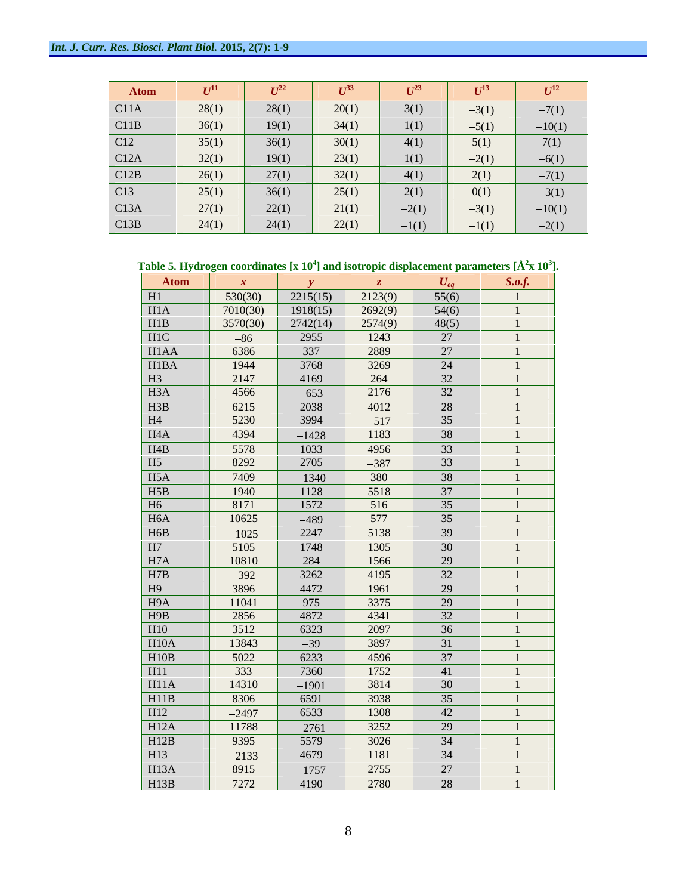| Atom | $U^{11}$ | $U^{22}$ | $U^{33}$ | $U^{23}$ | $U^{13}$ | $U^{12}$ |
|---|---|---|---|---|---|---|
| C11A | 28(1) | 28(1) | 20(1) | 3(1) | −3(1) | −7(1) |
| C11B | 36(1) | 19(1) | 34(1) | 1(1) | −5(1) | −10(1) |
| C12 | 35(1) | 36(1) | 30(1) | 4(1) | 5(1) | 7(1) |
| C12A | 32(1) | 19(1) | 23(1) | 1(1) | −2(1) | −6(1) |
| C12B | 26(1) | 27(1) | 32(1) | 4(1) | 2(1) | −7(1) |
| C13 | 25(1) | 36(1) | 25(1) | 2(1) | 0(1) | −3(1) |
| C13A | 27(1) | 22(1) | 21(1) | −2(1) | −3(1) | −10(1) |
| C13B | 24(1) | 24(1) | 22(1) | −1(1) | −1(1) | −2(1) |

**Table 5. Hydrogen coordinates [x $10^4$] and isotropic displacement parameters [$Å^2$x $10^3$].**

| Atom | *x* | *y* | *z* | $U_{eq}$ | *S.o.f.* |
|---|---|---|---|---|---|
| H1 | 530(30) | 2215(15) | 2123(9) | 55(6) | 1 |
| H1A | 7010(30) | 1918(15) | 2692(9) | 54(6) | 1 |
| H1B | 3570(30) | 2742(14) | 2574(9) | 48(5) | 1 |
| H1C | −86 | 2955 | 1243 | 27 | 1 |
| H1AA | 6386 | 337 | 2889 | 27 | 1 |
| H1BA | 1944 | 3768 | 3269 | 24 | 1 |
| H3 | 2147 | 4169 | 264 | 32 | 1 |
| H3A | 4566 | −653 | 2176 | 32 | 1 |
| H3B | 6215 | 2038 | 4012 | 28 | 1 |
| H4 | 5230 | 3994 | −517 | 35 | 1 |
| H4A | 4394 | −1428 | 1183 | 38 | 1 |
| H4B | 5578 | 1033 | 4956 | 33 | 1 |
| H5 | 8292 | 2705 | −387 | 33 | 1 |
| H5A | 7409 | −1340 | 380 | 38 | 1 |
| H5B | 1940 | 1128 | 5518 | 37 | 1 |
| H6 | 8171 | 1572 | 516 | 35 | 1 |
| H6A | 10625 | −489 | 577 | 35 | 1 |
| H6B | −1025 | 2247 | 5138 | 39 | 1 |
| H7 | 5105 | 1748 | 1305 | 30 | 1 |
| H7A | 10810 | 284 | 1566 | 29 | 1 |
| H7B | −392 | 3262 | 4195 | 32 | 1 |
| H9 | 3896 | 4472 | 1961 | 29 | 1 |
| H9A | 11041 | 975 | 3375 | 29 | 1 |
| H9B | 2856 | 4872 | 4341 | 32 | 1 |
| H10 | 3512 | 6323 | 2097 | 36 | 1 |
| H10A | 13843 | −39 | 3897 | 31 | 1 |
| H10B | 5022 | 6233 | 4596 | 37 | 1 |
| H11 | 333 | 7360 | 1752 | 41 | 1 |
| H11A | 14310 | −1901 | 3814 | 30 | 1 |
| H11B | 8306 | 6591 | 3938 | 35 | 1 |
| H12 | −2497 | 6533 | 1308 | 42 | 1 |
| H12A | 11788 | −2761 | 3252 | 29 | 1 |
| H12B | 9395 | 5579 | 3026 | 34 | 1 |
| H13 | −2133 | 4679 | 1181 | 34 | 1 |
| H13A | 8915 | −1757 | 2755 | 27 | 1 |
| H13B | 7272 | 4190 | 2780 | 28 | 1 |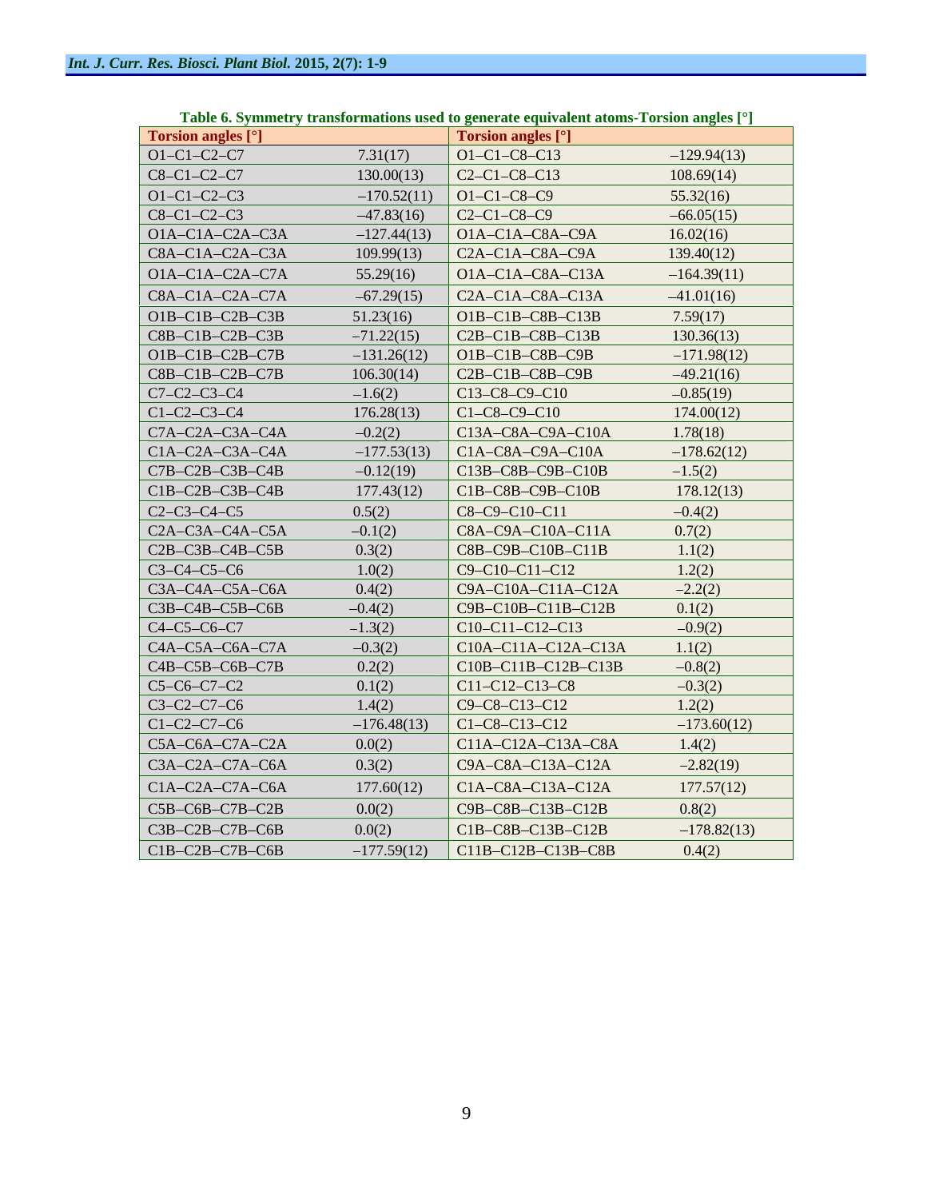**Table 6. Symmetry transformations used to generate equivalent atoms-Torsion angles [°]**

| Torsion angles [°] | | Torsion angles [°] | |
|---|---|---|---|
| O1–C1–C2–C7 | 7.31(17) | O1–C1–C8–C13 | –129.94(13) |
| C8–C1–C2–C7 | 130.00(13) | C2–C1–C8–C13 | 108.69(14) |
| O1–C1–C2–C3 | –170.52(11) | O1–C1–C8–C9 | 55.32(16) |
| C8–C1–C2–C3 | –47.83(16) | C2–C1–C8–C9 | –66.05(15) |
| O1A–C1A–C2A–C3A | –127.44(13) | O1A–C1A–C8A–C9A | 16.02(16) |
| C8A–C1A–C2A–C3A | 109.99(13) | C2A–C1A–C8A–C9A | 139.40(12) |
| O1A–C1A–C2A–C7A | 55.29(16) | O1A–C1A–C8A–C13A | –164.39(11) |
| C8A–C1A–C2A–C7A | –67.29(15) | C2A–C1A–C8A–C13A | –41.01(16) |
| O1B–C1B–C2B–C3B | 51.23(16) | O1B–C1B–C8B–C13B | 7.59(17) |
| C8B–C1B–C2B–C3B | –71.22(15) | C2B–C1B–C8B–C13B | 130.36(13) |
| O1B–C1B–C2B–C7B | –131.26(12) | O1B–C1B–C8B–C9B | –171.98(12) |
| C8B–C1B–C2B–C7B | 106.30(14) | C2B–C1B–C8B–C9B | –49.21(16) |
| C7–C2–C3–C4 | –1.6(2) | C13–C8–C9–C10 | –0.85(19) |
| C1–C2–C3–C4 | 176.28(13) | C1–C8–C9–C10 | 174.00(12) |
| C7A–C2A–C3A–C4A | –0.2(2) | C13A–C8A–C9A–C10A | 1.78(18) |
| C1A–C2A–C3A–C4A | –177.53(13) | C1A–C8A–C9A–C10A | –178.62(12) |
| C7B–C2B–C3B–C4B | –0.12(19) | C13B–C8B–C9B–C10B | –1.5(2) |
| C1B–C2B–C3B–C4B | 177.43(12) | C1B–C8B–C9B–C10B | 178.12(13) |
| C2–C3–C4–C5 | 0.5(2) | C8–C9–C10–C11 | –0.4(2) |
| C2A–C3A–C4A–C5A | –0.1(2) | C8A–C9A–C10A–C11A | 0.7(2) |
| C2B–C3B–C4B–C5B | 0.3(2) | C8B–C9B–C10B–C11B | 1.1(2) |
| C3–C4–C5–C6 | 1.0(2) | C9–C10–C11–C12 | 1.2(2) |
| C3A–C4A–C5A–C6A | 0.4(2) | C9A–C10A–C11A–C12A | –2.2(2) |
| C3B–C4B–C5B–C6B | –0.4(2) | C9B–C10B–C11B–C12B | 0.1(2) |
| C4–C5–C6–C7 | –1.3(2) | C10–C11–C12–C13 | –0.9(2) |
| C4A–C5A–C6A–C7A | –0.3(2) | C10A–C11A–C12A–C13A | 1.1(2) |
| C4B–C5B–C6B–C7B | 0.2(2) | C10B–C11B–C12B–C13B | –0.8(2) |
| C5–C6–C7–C2 | 0.1(2) | C11–C12–C13–C8 | –0.3(2) |
| C3–C2–C7–C6 | 1.4(2) | C9–C8–C13–C12 | 1.2(2) |
| C1–C2–C7–C6 | –176.48(13) | C1–C8–C13–C12 | –173.60(12) |
| C5A–C6A–C7A–C2A | 0.0(2) | C11A–C12A–C13A–C8A | 1.4(2) |
| C3A–C2A–C7A–C6A | 0.3(2) | C9A–C8A–C13A–C12A | –2.82(19) |
| C1A–C2A–C7A–C6A | 177.60(12) | C1A–C8A–C13A–C12A | 177.57(12) |
| C5B–C6B–C7B–C2B | 0.0(2) | C9B–C8B–C13B–C12B | 0.8(2) |
| C3B–C2B–C7B–C6B | 0.0(2) | C1B–C8B–C13B–C12B | –178.82(13) |
| C1B–C2B–C7B–C6B | –177.59(12) | C11B–C12B–C13B–C8B | 0.4(2) |